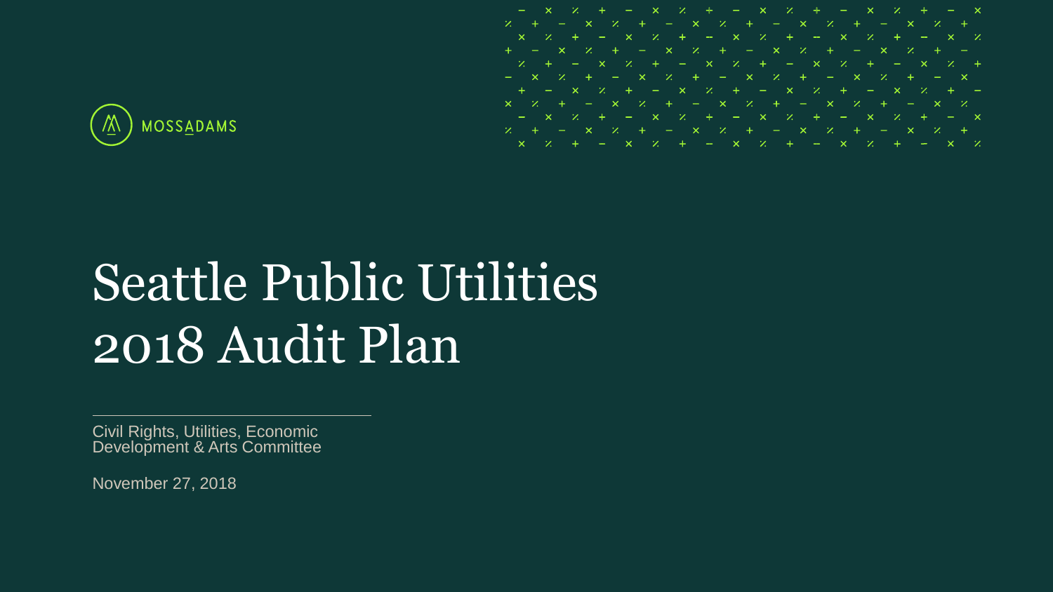MOSSADAMS

# Seattle Public Utilities 2018 Audit Plan

Civil Rights, Utilities, Economic Development & Arts Committee

November 27, 2018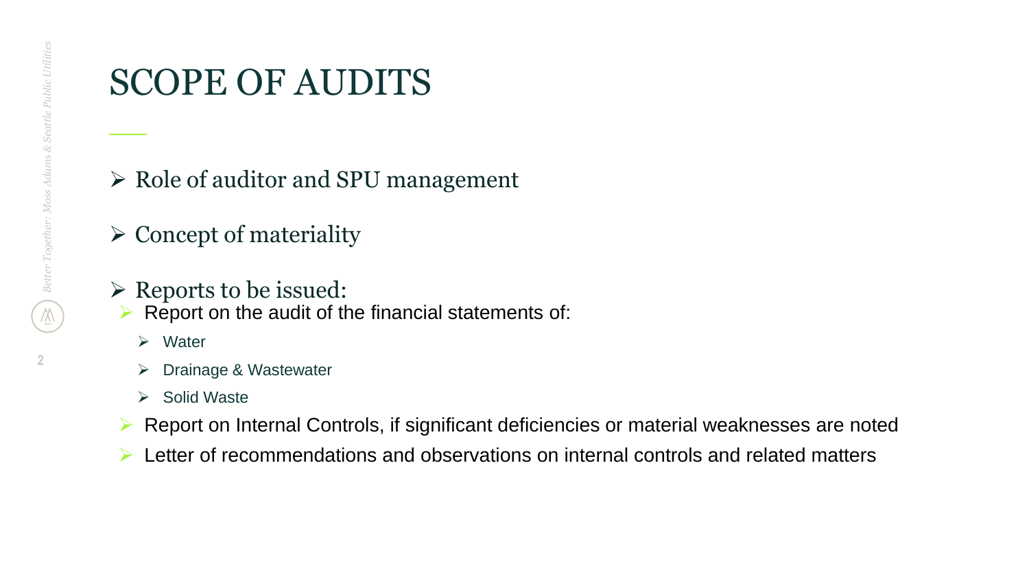# SCOPE OF AUDITS

- Role of auditor and SPU management
- Concept of materiality
- Reports to be issued:
  - Report on the audit of the financial statements of:
    - Water
    - Drainage & Wastewater
    - Solid Waste
  - Report on Internal Controls, if significant deficiencies or material weaknesses are noted
  - Letter of recommendations and observations on internal controls and related matters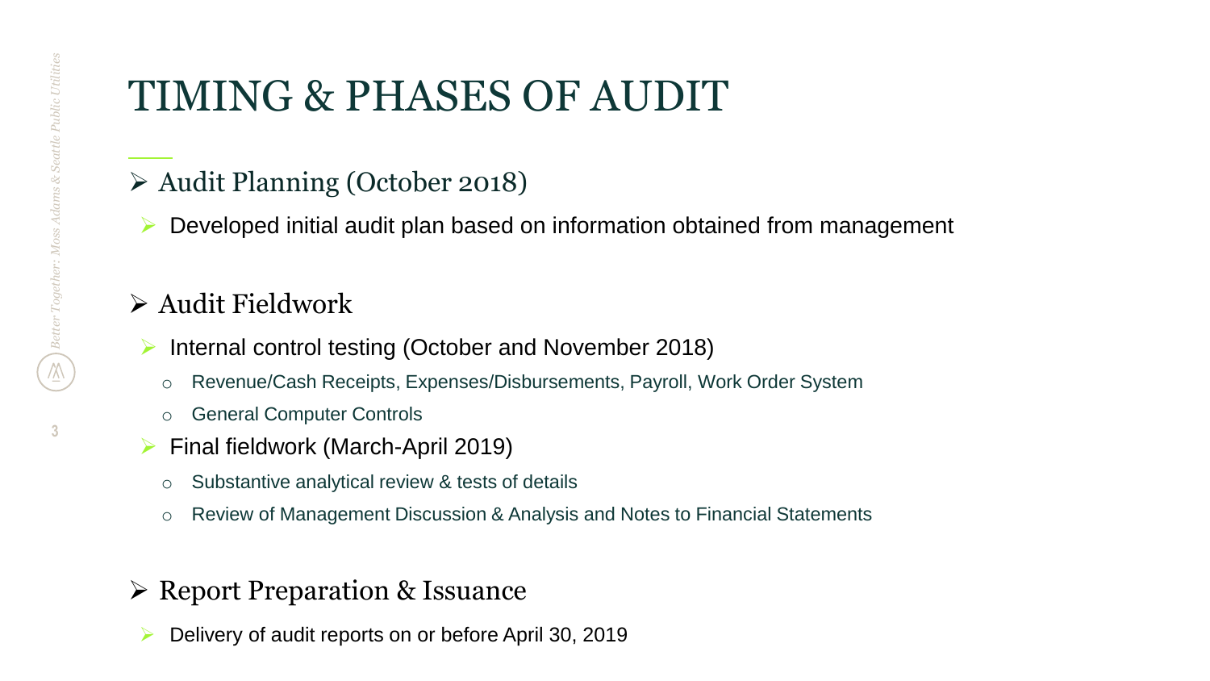# TIMING & PHASES OF AUDIT

- Audit Planning (October 2018)
  - Developed initial audit plan based on information obtained from management

- Audit Fieldwork
  - Internal control testing (October and November 2018)
    - Revenue/Cash Receipts, Expenses/Disbursements, Payroll, Work Order System
    - General Computer Controls
  - Final fieldwork (March-April 2019)
    - Substantive analytical review & tests of details
    - Review of Management Discussion & Analysis and Notes to Financial Statements

- Report Preparation & Issuance
  - Delivery of audit reports on or before April 30, 2019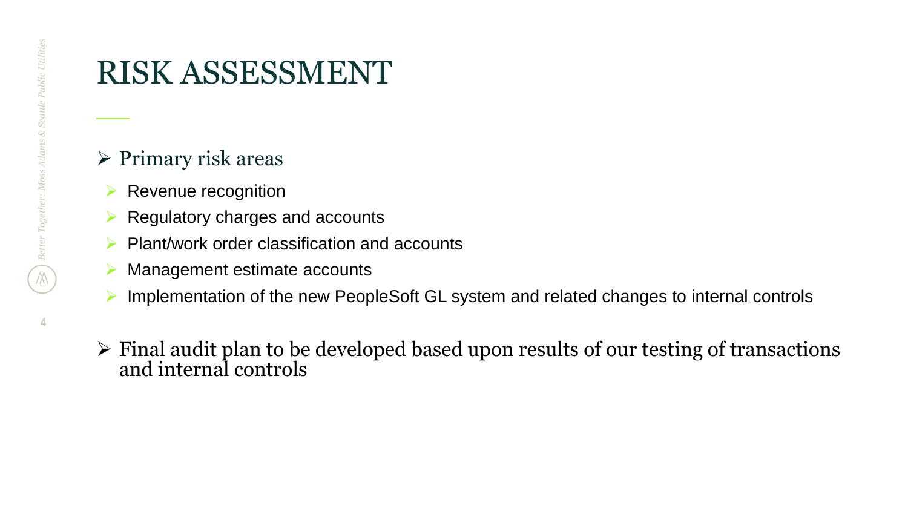# RISK ASSESSMENT

- Primary risk areas
  - Revenue recognition
  - Regulatory charges and accounts
  - Plant/work order classification and accounts
  - Management estimate accounts
  - Implementation of the new PeopleSoft GL system and related changes to internal controls

- Final audit plan to be developed based upon results of our testing of transactions and internal controls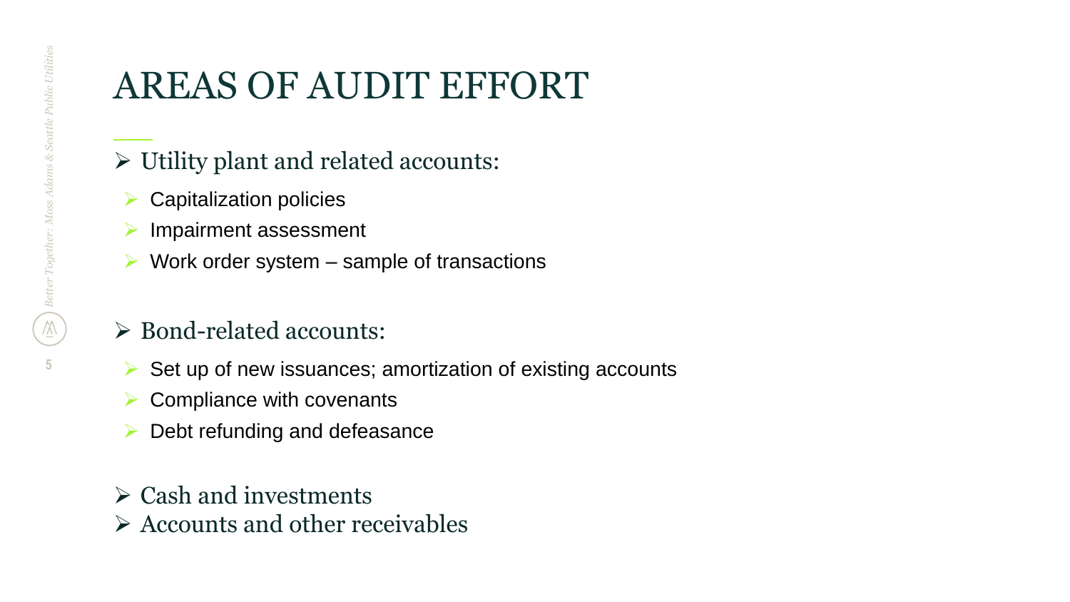# AREAS OF AUDIT EFFORT

- Utility plant and related accounts:
  - Capitalization policies
  - Impairment assessment
  - Work order system – sample of transactions

- Bond-related accounts:
  - Set up of new issuances; amortization of existing accounts
  - Compliance with covenants
  - Debt refunding and defeasance

- Cash and investments
- Accounts and other receivables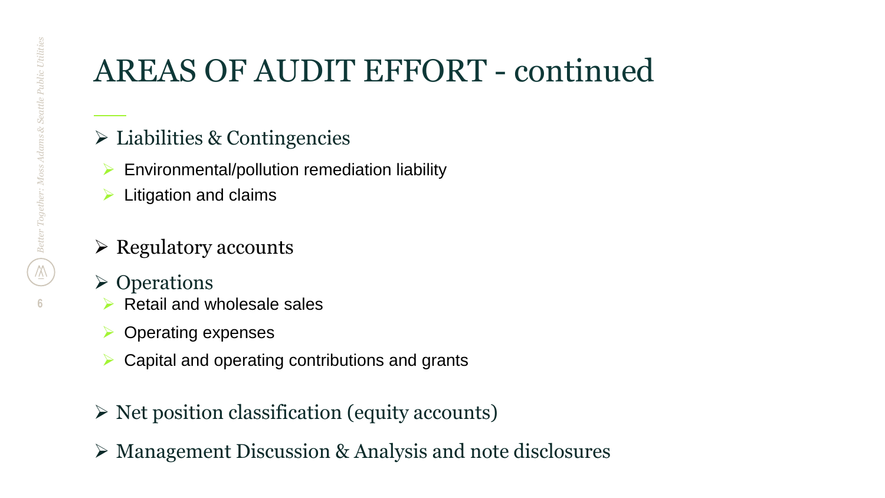# AREAS OF AUDIT EFFORT - continued

- Liabilities & Contingencies
  - Environmental/pollution remediation liability
  - Litigation and claims
- Regulatory accounts
- Operations
  - Retail and wholesale sales
  - Operating expenses
  - Capital and operating contributions and grants
- Net position classification (equity accounts)
- Management Discussion & Analysis and note disclosures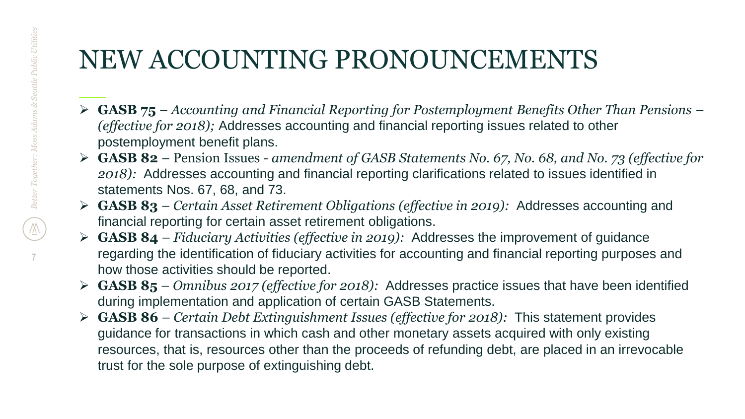# NEW ACCOUNTING PRONOUNCEMENTS

- **GASB 75** – *Accounting and Financial Reporting for Postemployment Benefits Other Than Pensions – (effective for 2018);* Addresses accounting and financial reporting issues related to other postemployment benefit plans.
- **GASB 82** – Pension Issues - *amendment of GASB Statements No. 67, No. 68, and No. 73 (effective for 2018):* Addresses accounting and financial reporting clarifications related to issues identified in statements Nos. 67, 68, and 73.
- **GASB 83** – *Certain Asset Retirement Obligations (effective in 2019):* Addresses accounting and financial reporting for certain asset retirement obligations.
- **GASB 84** – *Fiduciary Activities (effective in 2019):* Addresses the improvement of guidance regarding the identification of fiduciary activities for accounting and financial reporting purposes and how those activities should be reported.
- **GASB 85** – *Omnibus 2017 (effective for 2018):* Addresses practice issues that have been identified during implementation and application of certain GASB Statements.
- **GASB 86** – *Certain Debt Extinguishment Issues (effective for 2018):* This statement provides guidance for transactions in which cash and other monetary assets acquired with only existing resources, that is, resources other than the proceeds of refunding debt, are placed in an irrevocable trust for the sole purpose of extinguishing debt.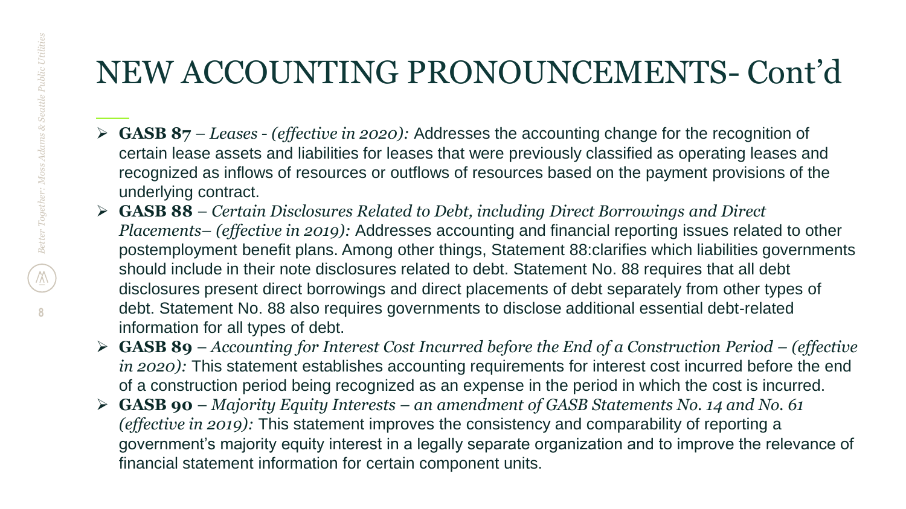# NEW ACCOUNTING PRONOUNCEMENTS- Cont'd

- **GASB 87** – *Leases - (effective in 2020):* Addresses the accounting change for the recognition of certain lease assets and liabilities for leases that were previously classified as operating leases and recognized as inflows of resources or outflows of resources based on the payment provisions of the underlying contract.
- **GASB 88** – *Certain Disclosures Related to Debt, including Direct Borrowings and Direct Placements– (effective in 2019):* Addresses accounting and financial reporting issues related to other postemployment benefit plans. Among other things, Statement 88:clarifies which liabilities governments should include in their note disclosures related to debt. Statement No. 88 requires that all debt disclosures present direct borrowings and direct placements of debt separately from other types of debt. Statement No. 88 also requires governments to disclose additional essential debt-related information for all types of debt.
- **GASB 89** – *Accounting for Interest Cost Incurred before the End of a Construction Period – (effective in 2020):* This statement establishes accounting requirements for interest cost incurred before the end of a construction period being recognized as an expense in the period in which the cost is incurred.
- **GASB 90** – *Majority Equity Interests – an amendment of GASB Statements No. 14 and No. 61 (effective in 2019):* This statement improves the consistency and comparability of reporting a government's majority equity interest in a legally separate organization and to improve the relevance of financial statement information for certain component units.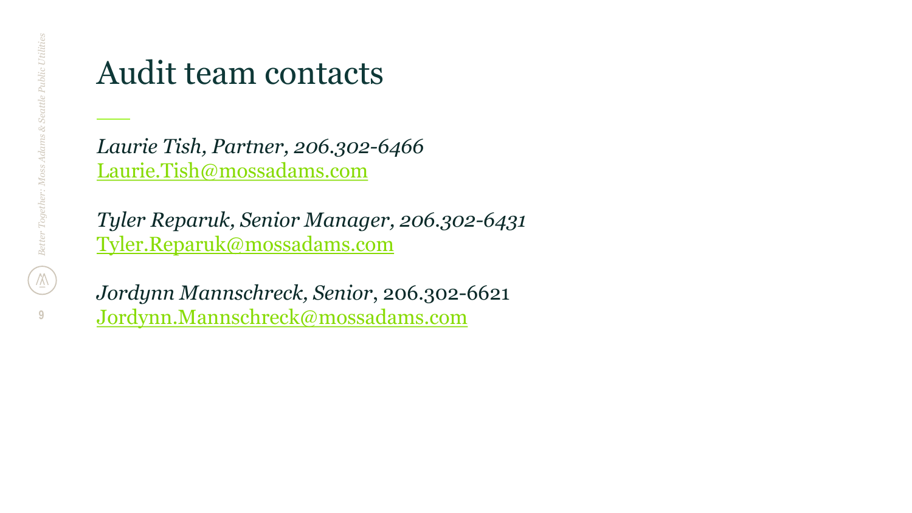# Audit team contacts

*Laurie Tish, Partner, 206.302-6466*
Laurie.Tish@mossadams.com

*Tyler Reparuk, Senior Manager, 206.302-6431*
Tyler.Reparuk@mossadams.com

*Jordynn Mannschreck, Senior*, 206.302-6621
Jordynn.Mannschreck@mossadams.com